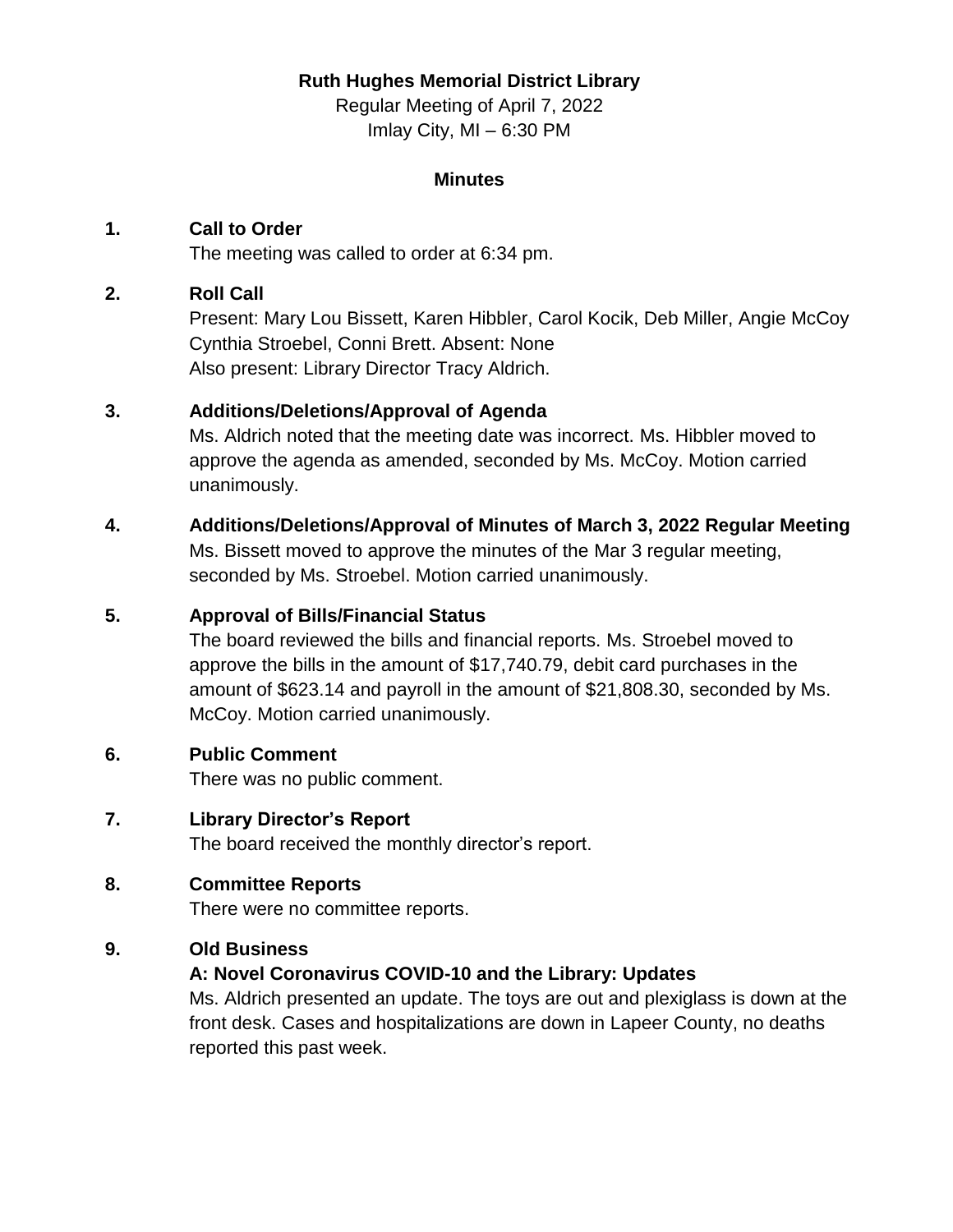**Ruth Hughes Memorial District Library**

Regular Meeting of April 7, 2022

Imlay City, MI – 6:30 PM

**Minutes**

**1. Call to Order**

The meeting was called to order at 6:34 pm.

**2. Roll Call**

Present: Mary Lou Bissett, Karen Hibbler, Carol Kocik, Deb Miller, Angie McCoy Cynthia Stroebel, Conni Brett. Absent: None

Also present: Library Director Tracy Aldrich.

**3. Additions/Deletions/Approval of Agenda**

Ms. Aldrich noted that the meeting date was incorrect. Ms. Hibbler moved to approve the agenda as amended, seconded by Ms. McCoy. Motion carried unanimously.

**4. Additions/Deletions/Approval of Minutes of March 3, 2022 Regular Meeting**

Ms. Bissett moved to approve the minutes of the Mar 3 regular meeting, seconded by Ms. Stroebel. Motion carried unanimously.

**5. Approval of Bills/Financial Status**

The board reviewed the bills and financial reports. Ms. Stroebel moved to approve the bills in the amount of $17,740.79, debit card purchases in the amount of $623.14 and payroll in the amount of $21,808.30, seconded by Ms. McCoy. Motion carried unanimously.

**6. Public Comment**

There was no public comment.

**7. Library Director's Report**

The board received the monthly director's report.

**8. Committee Reports**

There were no committee reports.

**9. Old Business**

**A: Novel Coronavirus COVID-10 and the Library: Updates**

Ms. Aldrich presented an update. The toys are out and plexiglass is down at the front desk. Cases and hospitalizations are down in Lapeer County, no deaths reported this past week.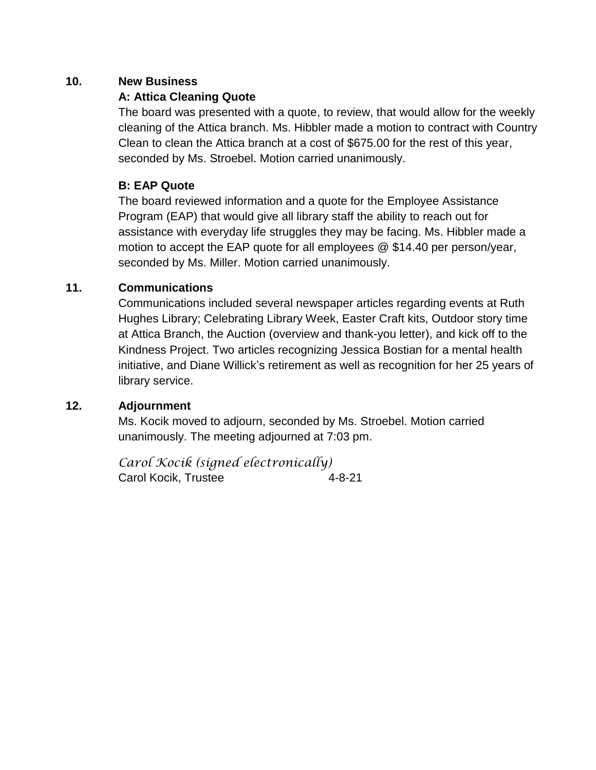**10. New Business**

**A: Attica Cleaning Quote**

The board was presented with a quote, to review, that would allow for the weekly cleaning of the Attica branch. Ms. Hibbler made a motion to contract with Country Clean to clean the Attica branch at a cost of $675.00 for the rest of this year, seconded by Ms. Stroebel. Motion carried unanimously.

**B: EAP Quote**

The board reviewed information and a quote for the Employee Assistance Program (EAP) that would give all library staff the ability to reach out for assistance with everyday life struggles they may be facing. Ms. Hibbler made a motion to accept the EAP quote for all employees @ $14.40 per person/year, seconded by Ms. Miller. Motion carried unanimously.

**11. Communications**

Communications included several newspaper articles regarding events at Ruth Hughes Library; Celebrating Library Week, Easter Craft kits, Outdoor story time at Attica Branch, the Auction (overview and thank-you letter), and kick off to the Kindness Project. Two articles recognizing Jessica Bostian for a mental health initiative, and Diane Willick's retirement as well as recognition for her 25 years of library service.

**12. Adjournment**

Ms. Kocik moved to adjourn, seconded by Ms. Stroebel. Motion carried unanimously. The meeting adjourned at 7:03 pm.

*Carol Kocik (signed electronically)*

Carol Kocik, Trustee 4-8-21